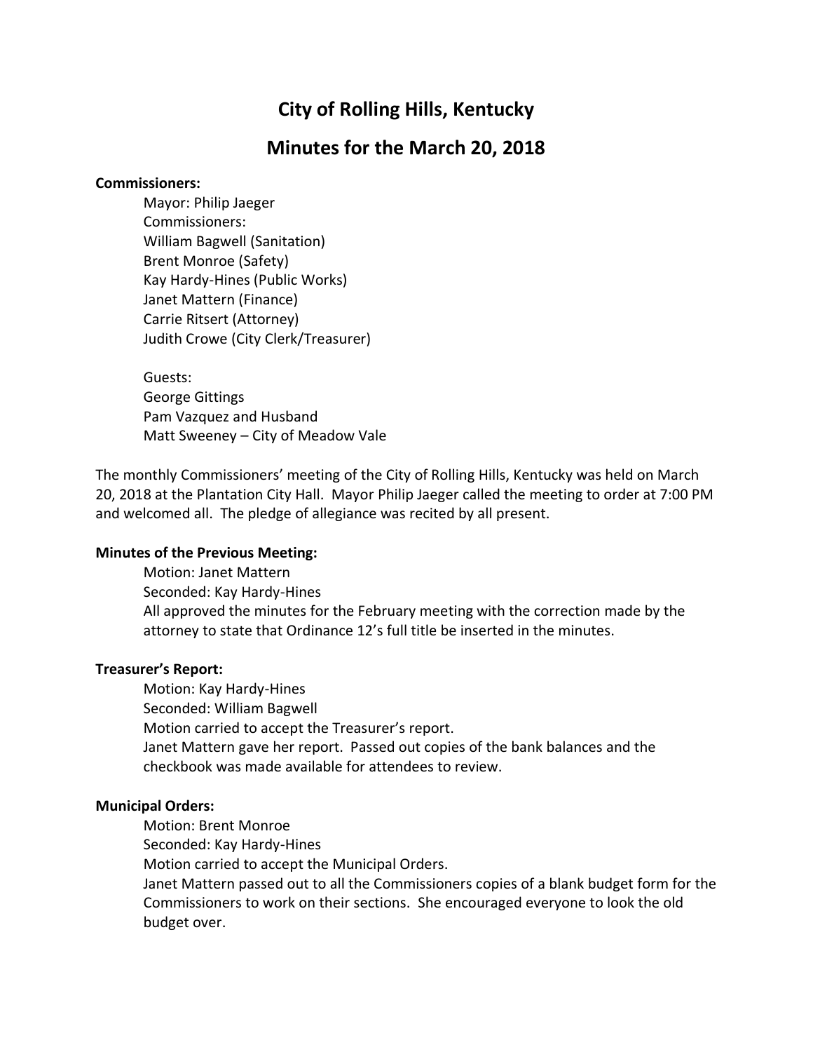# City of Rolling Hills, Kentucky

## Minutes for the March 20, 2018

**Commissioners:**

Mayor: Philip Jaeger
Commissioners:
William Bagwell (Sanitation)
Brent Monroe (Safety)
Kay Hardy-Hines (Public Works)
Janet Mattern (Finance)
Carrie Ritsert (Attorney)
Judith Crowe (City Clerk/Treasurer)

Guests:
George Gittings
Pam Vazquez and Husband
Matt Sweeney – City of Meadow Vale

The monthly Commissioners' meeting of the City of Rolling Hills, Kentucky was held on March 20, 2018 at the Plantation City Hall. Mayor Philip Jaeger called the meeting to order at 7:00 PM and welcomed all. The pledge of allegiance was recited by all present.

**Minutes of the Previous Meeting:**

Motion: Janet Mattern
Seconded: Kay Hardy-Hines
All approved the minutes for the February meeting with the correction made by the attorney to state that Ordinance 12's full title be inserted in the minutes.

**Treasurer's Report:**

Motion: Kay Hardy-Hines
Seconded: William Bagwell
Motion carried to accept the Treasurer's report.
Janet Mattern gave her report. Passed out copies of the bank balances and the checkbook was made available for attendees to review.

**Municipal Orders:**

Motion: Brent Monroe
Seconded: Kay Hardy-Hines
Motion carried to accept the Municipal Orders.
Janet Mattern passed out to all the Commissioners copies of a blank budget form for the Commissioners to work on their sections. She encouraged everyone to look the old budget over.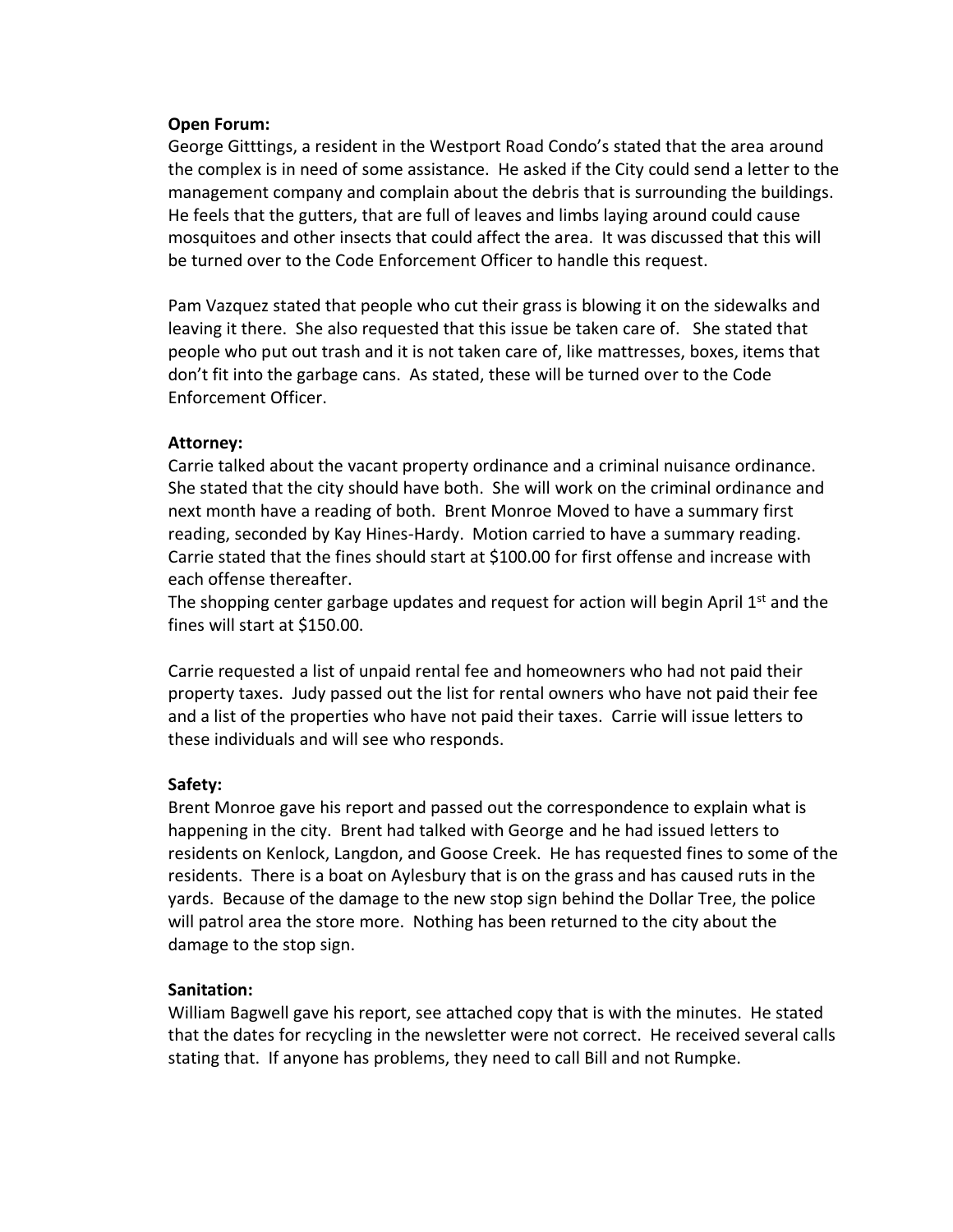**Open Forum:**
George Gitttings, a resident in the Westport Road Condo's stated that the area around the complex is in need of some assistance. He asked if the City could send a letter to the management company and complain about the debris that is surrounding the buildings. He feels that the gutters, that are full of leaves and limbs laying around could cause mosquitoes and other insects that could affect the area. It was discussed that this will be turned over to the Code Enforcement Officer to handle this request.

Pam Vazquez stated that people who cut their grass is blowing it on the sidewalks and leaving it there. She also requested that this issue be taken care of. She stated that people who put out trash and it is not taken care of, like mattresses, boxes, items that don't fit into the garbage cans. As stated, these will be turned over to the Code Enforcement Officer.

**Attorney:**
Carrie talked about the vacant property ordinance and a criminal nuisance ordinance. She stated that the city should have both. She will work on the criminal ordinance and next month have a reading of both. Brent Monroe Moved to have a summary first reading, seconded by Kay Hines-Hardy. Motion carried to have a summary reading. Carrie stated that the fines should start at $100.00 for first offense and increase with each offense thereafter.
The shopping center garbage updates and request for action will begin April 1st and the fines will start at $150.00.

Carrie requested a list of unpaid rental fee and homeowners who had not paid their property taxes. Judy passed out the list for rental owners who have not paid their fee and a list of the properties who have not paid their taxes. Carrie will issue letters to these individuals and will see who responds.

**Safety:**
Brent Monroe gave his report and passed out the correspondence to explain what is happening in the city. Brent had talked with George and he had issued letters to residents on Kenlock, Langdon, and Goose Creek. He has requested fines to some of the residents. There is a boat on Aylesbury that is on the grass and has caused ruts in the yards. Because of the damage to the new stop sign behind the Dollar Tree, the police will patrol area the store more. Nothing has been returned to the city about the damage to the stop sign.

**Sanitation:**
William Bagwell gave his report, see attached copy that is with the minutes. He stated that the dates for recycling in the newsletter were not correct. He received several calls stating that. If anyone has problems, they need to call Bill and not Rumpke.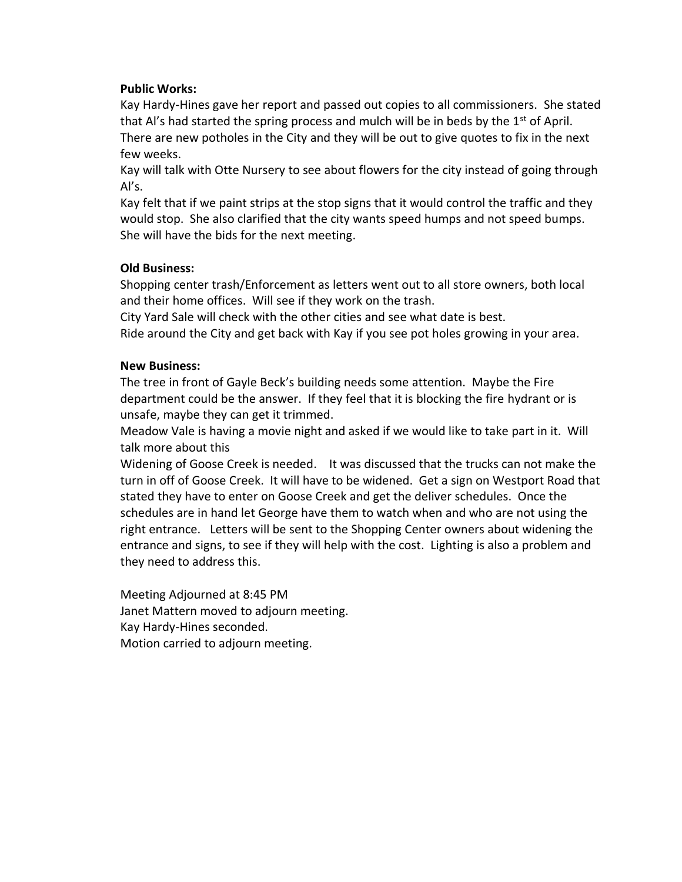**Public Works:**

Kay Hardy-Hines gave her report and passed out copies to all commissioners. She stated that Al's had started the spring process and mulch will be in beds by the 1st of April. There are new potholes in the City and they will be out to give quotes to fix in the next few weeks.

Kay will talk with Otte Nursery to see about flowers for the city instead of going through Al's.

Kay felt that if we paint strips at the stop signs that it would control the traffic and they would stop. She also clarified that the city wants speed humps and not speed bumps. She will have the bids for the next meeting.

**Old Business:**

Shopping center trash/Enforcement as letters went out to all store owners, both local and their home offices. Will see if they work on the trash.

City Yard Sale will check with the other cities and see what date is best.

Ride around the City and get back with Kay if you see pot holes growing in your area.

**New Business:**

The tree in front of Gayle Beck's building needs some attention. Maybe the Fire department could be the answer. If they feel that it is blocking the fire hydrant or is unsafe, maybe they can get it trimmed.

Meadow Vale is having a movie night and asked if we would like to take part in it. Will talk more about this

Widening of Goose Creek is needed. It was discussed that the trucks can not make the turn in off of Goose Creek. It will have to be widened. Get a sign on Westport Road that stated they have to enter on Goose Creek and get the deliver schedules. Once the schedules are in hand let George have them to watch when and who are not using the right entrance. Letters will be sent to the Shopping Center owners about widening the entrance and signs, to see if they will help with the cost. Lighting is also a problem and they need to address this.

Meeting Adjourned at 8:45 PM
Janet Mattern moved to adjourn meeting.
Kay Hardy-Hines seconded.
Motion carried to adjourn meeting.